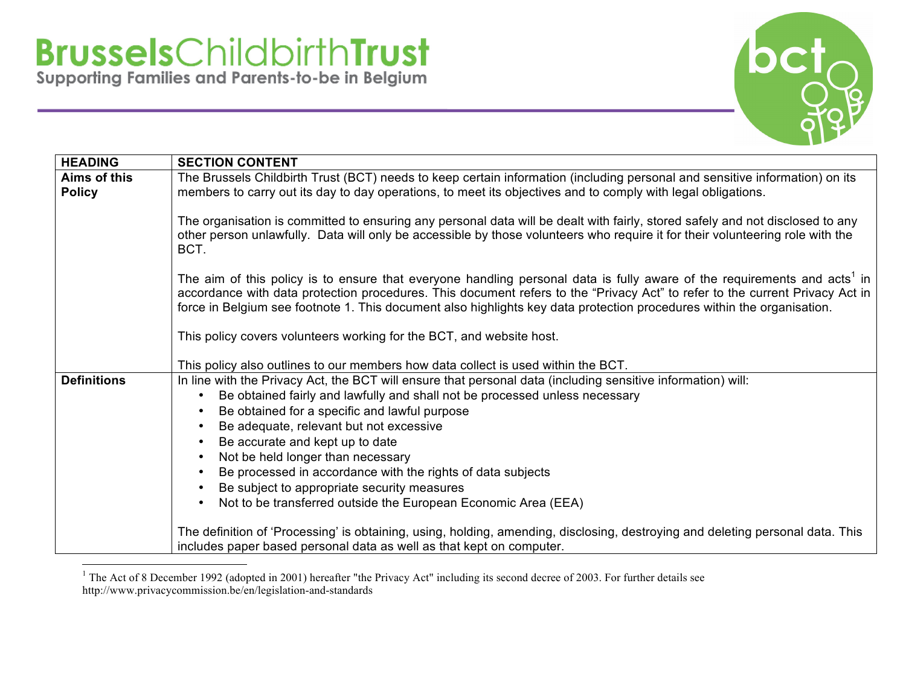# **Brussels**Childbirth**Trust**

Supporting Families and Parents-to-be in Belgium

| HEADING | SECTION CONTENT |
|---|---|
| **Aims of this Policy** | The Brussels Childbirth Trust (BCT) needs to keep certain information (including personal and sensitive information) on its members to carry out its day to day operations, to meet its objectives and to comply with legal obligations.<br><br>The organisation is committed to ensuring any personal data will be dealt with fairly, stored safely and not disclosed to any other person unlawfully. Data will only be accessible by those volunteers who require it for their volunteering role with the BCT.<br><br>The aim of this policy is to ensure that everyone handling personal data is fully aware of the requirements and acts[1] in accordance with data protection procedures. This document refers to the "Privacy Act" to refer to the current Privacy Act in force in Belgium see footnote 1. This document also highlights key data protection procedures within the organisation.<br><br>This policy covers volunteers working for the BCT, and website host.<br><br>This policy also outlines to our members how data collect is used within the BCT. |
| **Definitions** | In line with the Privacy Act, the BCT will ensure that personal data (including sensitive information) will:<br>• Be obtained fairly and lawfully and shall not be processed unless necessary<br>• Be obtained for a specific and lawful purpose<br>• Be adequate, relevant but not excessive<br>• Be accurate and kept up to date<br>• Not be held longer than necessary<br>• Be processed in accordance with the rights of data subjects<br>• Be subject to appropriate security measures<br>• Not to be transferred outside the European Economic Area (EEA)<br><br>The definition of 'Processing' is obtaining, using, holding, amending, disclosing, destroying and deleting personal data. This includes paper based personal data as well as that kept on computer. |

[1] The Act of 8 December 1992 (adopted in 2001) hereafter "the Privacy Act" including its second decree of 2003. For further details see http://www.privacycommission.be/en/legislation-and-standards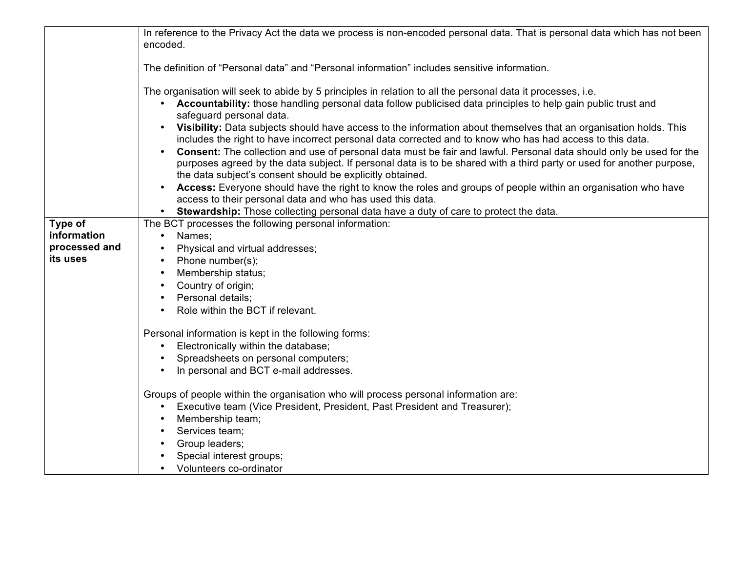| | |
|---|---|
| | In reference to the Privacy Act the data we process is non-encoded personal data. That is personal data which has not been encoded.<br><br>The definition of "Personal data" and "Personal information" includes sensitive information.<br><br>The organisation will seek to abide by 5 principles in relation to all the personal data it processes, i.e.<br>• **Accountability:** those handling personal data follow publicised data principles to help gain public trust and safeguard personal data.<br>• **Visibility:** Data subjects should have access to the information about themselves that an organisation holds. This includes the right to have incorrect personal data corrected and to know who has had access to this data.<br>• **Consent:** The collection and use of personal data must be fair and lawful. Personal data should only be used for the purposes agreed by the data subject. If personal data is to be shared with a third party or used for another purpose, the data subject's consent should be explicitly obtained.<br>• **Access:** Everyone should have the right to know the roles and groups of people within an organisation who have access to their personal data and who has used this data.<br>• **Stewardship:** Those collecting personal data have a duty of care to protect the data. |
| **Type of information processed and its uses** | The BCT processes the following personal information:<br>• Names;<br>• Physical and virtual addresses;<br>• Phone number(s);<br>• Membership status;<br>• Country of origin;<br>• Personal details;<br>• Role within the BCT if relevant.<br><br>Personal information is kept in the following forms:<br>• Electronically within the database;<br>• Spreadsheets on personal computers;<br>• In personal and BCT e-mail addresses.<br><br>Groups of people within the organisation who will process personal information are:<br>• Executive team (Vice President, President, Past President and Treasurer);<br>• Membership team;<br>• Services team;<br>• Group leaders;<br>• Special interest groups;<br>• Volunteers co-ordinator |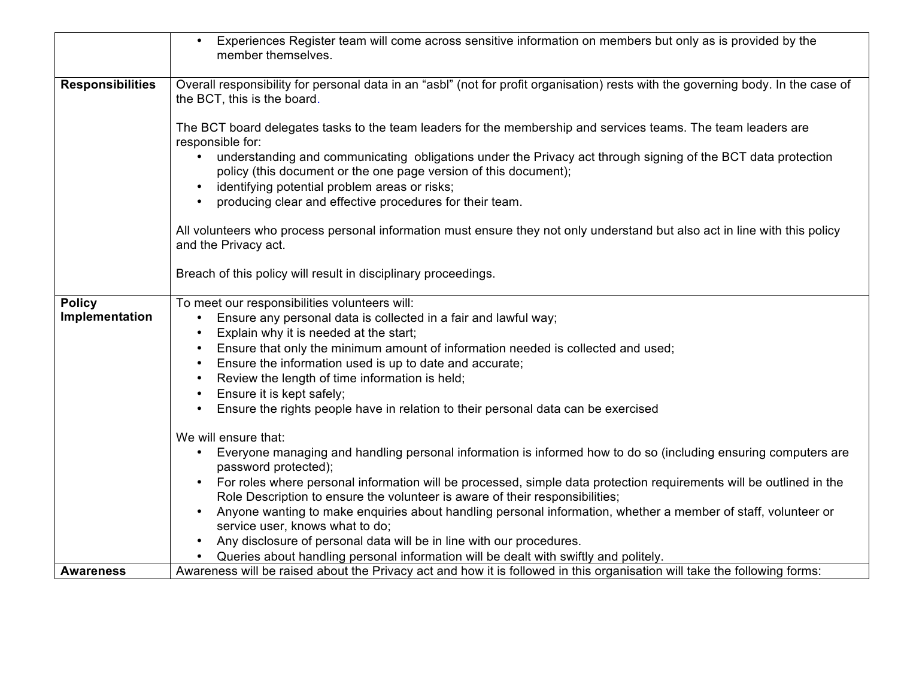| | |
|---|---|
| | • Experiences Register team will come across sensitive information on members but only as is provided by the member themselves. |
| **Responsibilities** | Overall responsibility for personal data in an "asbl" (not for profit organisation) rests with the governing body. In the case of the BCT, this is the board.<br><br>The BCT board delegates tasks to the team leaders for the membership and services teams. The team leaders are responsible for:<br>• understanding and communicating obligations under the Privacy act through signing of the BCT data protection policy (this document or the one page version of this document);<br>• identifying potential problem areas or risks;<br>• producing clear and effective procedures for their team.<br><br>All volunteers who process personal information must ensure they not only understand but also act in line with this policy and the Privacy act.<br><br>Breach of this policy will result in disciplinary proceedings. |
| **Policy Implementation** | To meet our responsibilities volunteers will:<br>• Ensure any personal data is collected in a fair and lawful way;<br>• Explain why it is needed at the start;<br>• Ensure that only the minimum amount of information needed is collected and used;<br>• Ensure the information used is up to date and accurate;<br>• Review the length of time information is held;<br>• Ensure it is kept safely;<br>• Ensure the rights people have in relation to their personal data can be exercised<br><br>We will ensure that:<br>• Everyone managing and handling personal information is informed how to do so (including ensuring computers are password protected);<br>• For roles where personal information will be processed, simple data protection requirements will be outlined in the Role Description to ensure the volunteer is aware of their responsibilities;<br>• Anyone wanting to make enquiries about handling personal information, whether a member of staff, volunteer or service user, knows what to do;<br>• Any disclosure of personal data will be in line with our procedures.<br>• Queries about handling personal information will be dealt with swiftly and politely. |
| **Awareness** | Awareness will be raised about the Privacy act and how it is followed in this organisation will take the following forms: |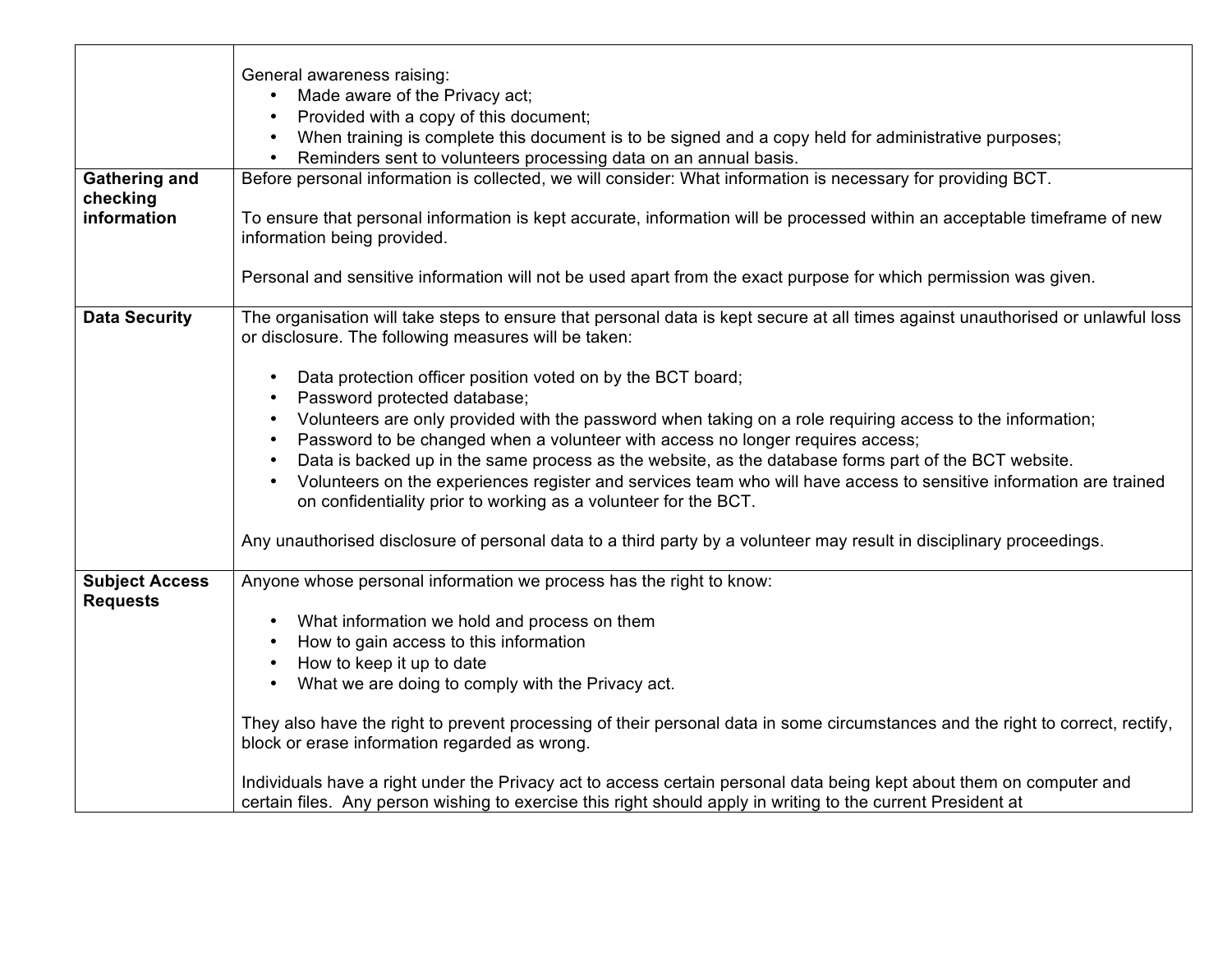| | |
|---|---|
| | General awareness raising:<br>• Made aware of the Privacy act;<br>• Provided with a copy of this document;<br>• When training is complete this document is to be signed and a copy held for administrative purposes;<br>• Reminders sent to volunteers processing data on an annual basis. |
| **Gathering and checking information** | Before personal information is collected, we will consider: What information is necessary for providing BCT.<br><br>To ensure that personal information is kept accurate, information will be processed within an acceptable timeframe of new information being provided.<br><br>Personal and sensitive information will not be used apart from the exact purpose for which permission was given. |
| **Data Security** | The organisation will take steps to ensure that personal data is kept secure at all times against unauthorised or unlawful loss or disclosure. The following measures will be taken:<br><br>• Data protection officer position voted on by the BCT board;<br>• Password protected database;<br>• Volunteers are only provided with the password when taking on a role requiring access to the information;<br>• Password to be changed when a volunteer with access no longer requires access;<br>• Data is backed up in the same process as the website, as the database forms part of the BCT website.<br>• Volunteers on the experiences register and services team who will have access to sensitive information are trained on confidentiality prior to working as a volunteer for the BCT.<br><br>Any unauthorised disclosure of personal data to a third party by a volunteer may result in disciplinary proceedings. |
| **Subject Access Requests** | Anyone whose personal information we process has the right to know:<br><br>• What information we hold and process on them<br>• How to gain access to this information<br>• How to keep it up to date<br>• What we are doing to comply with the Privacy act.<br><br>They also have the right to prevent processing of their personal data in some circumstances and the right to correct, rectify, block or erase information regarded as wrong.<br><br>Individuals have a right under the Privacy act to access certain personal data being kept about them on computer and certain files. Any person wishing to exercise this right should apply in writing to the current President at |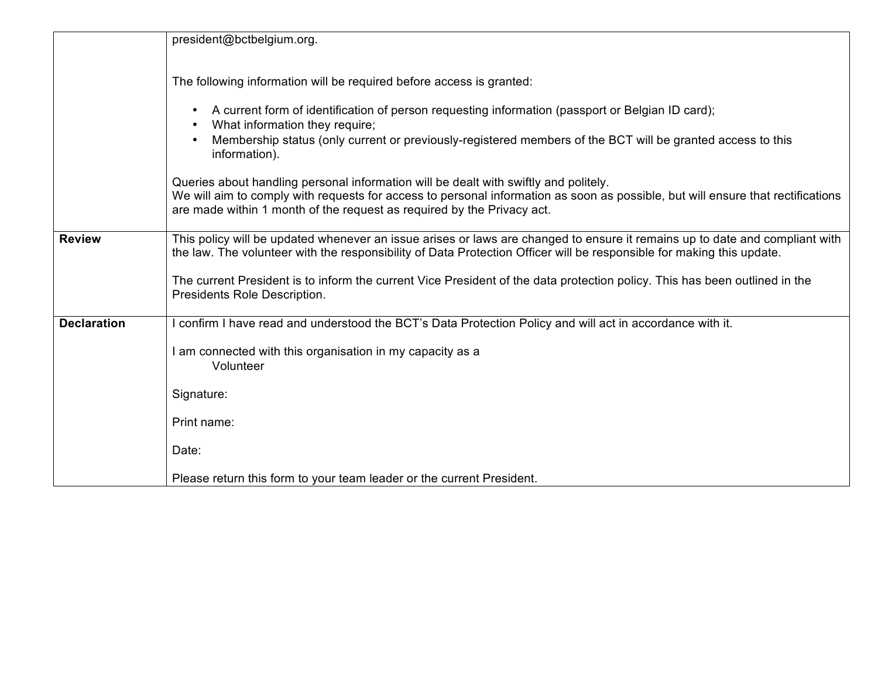| | |
|---|---|
| | president@bctbelgium.org.<br><br>The following information will be required before access is granted:<br><br>• A current form of identification of person requesting information (passport or Belgian ID card);<br>• What information they require;<br>• Membership status (only current or previously-registered members of the BCT will be granted access to this information).<br><br>Queries about handling personal information will be dealt with swiftly and politely.<br>We will aim to comply with requests for access to personal information as soon as possible, but will ensure that rectifications are made within 1 month of the request as required by the Privacy act. |
| **Review** | This policy will be updated whenever an issue arises or laws are changed to ensure it remains up to date and compliant with the law. The volunteer with the responsibility of Data Protection Officer will be responsible for making this update.<br><br>The current President is to inform the current Vice President of the data protection policy. This has been outlined in the Presidents Role Description. |
| **Declaration** | I confirm I have read and understood the BCT's Data Protection Policy and will act in accordance with it.<br><br>I am connected with this organisation in my capacity as a<br>Volunteer<br><br>Signature:<br><br>Print name:<br><br>Date:<br><br>Please return this form to your team leader or the current President. |